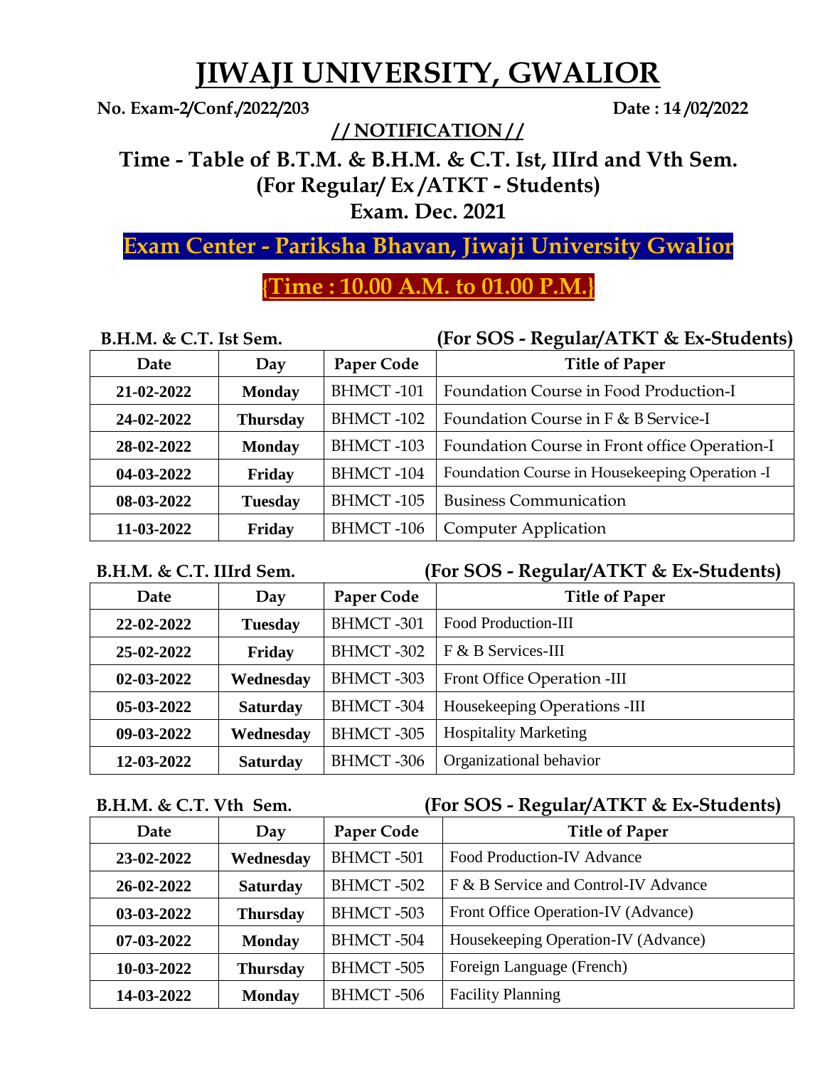# JIWAJI UNIVERSITY, GWALIOR

**No. Exam-2/Conf./2022/203** **Date : 14 /02/2022**

## // NOTIFICATION //

## Time - Table of B.T.M. & B.H.M. & C.T. Ist, IIIrd and Vth Sem.
## (For Regular/ Ex /ATKT - Students)
## Exam. Dec. 2021

### Exam Center - Pariksha Bhavan, Jiwaji University Gwalior

### {Time : 10.00 A.M. to 01.00 P.M.}

**B.H.M. & C.T. Ist Sem.** **(For SOS - Regular/ATKT & Ex-Students)**

| Date | Day | Paper Code | Title of Paper |
|---|---|---|---|
| 21-02-2022 | Monday | BHMCT -101 | Foundation Course in Food Production-I |
| 24-02-2022 | Thursday | BHMCT -102 | Foundation Course in F & B Service-I |
| 28-02-2022 | Monday | BHMCT -103 | Foundation Course in Front office Operation-I |
| 04-03-2022 | Friday | BHMCT -104 | Foundation Course in Housekeeping Operation -I |
| 08-03-2022 | Tuesday | BHMCT -105 | Business Communication |
| 11-03-2022 | Friday | BHMCT -106 | Computer Application |

**B.H.M. & C.T. IIIrd Sem.** **(For SOS - Regular/ATKT & Ex-Students)**

| Date | Day | Paper Code | Title of Paper |
|---|---|---|---|
| 22-02-2022 | Tuesday | BHMCT -301 | Food Production-III |
| 25-02-2022 | Friday | BHMCT -302 | F & B Services-III |
| 02-03-2022 | Wednesday | BHMCT -303 | Front Office Operation -III |
| 05-03-2022 | Saturday | BHMCT -304 | Housekeeping Operations -III |
| 09-03-2022 | Wednesday | BHMCT -305 | Hospitality Marketing |
| 12-03-2022 | Saturday | BHMCT -306 | Organizational behavior |

**B.H.M. & C.T. Vth Sem.** **(For SOS - Regular/ATKT & Ex-Students)**

| Date | Day | Paper Code | Title of Paper |
|---|---|---|---|
| 23-02-2022 | Wednesday | BHMCT -501 | Food Production-IV Advance |
| 26-02-2022 | Saturday | BHMCT -502 | F & B Service and Control-IV Advance |
| 03-03-2022 | Thursday | BHMCT -503 | Front Office Operation-IV (Advance) |
| 07-03-2022 | Monday | BHMCT -504 | Housekeeping Operation-IV (Advance) |
| 10-03-2022 | Thursday | BHMCT -505 | Foreign Language (French) |
| 14-03-2022 | Monday | BHMCT -506 | Facility Planning |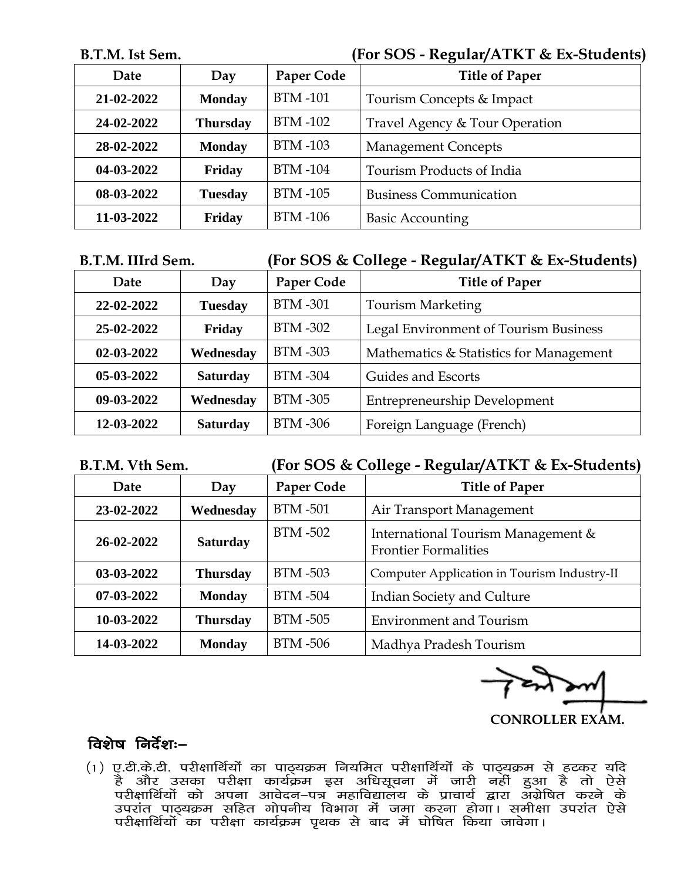**B.T.M. Ist Sem.** **(For SOS - Regular/ATKT & Ex-Students)**

| Date | Day | Paper Code | Title of Paper |
|---|---|---|---|
| 21-02-2022 | Monday | BTM -101 | Tourism Concepts & Impact |
| 24-02-2022 | Thursday | BTM -102 | Travel Agency & Tour Operation |
| 28-02-2022 | Monday | BTM -103 | Management Concepts |
| 04-03-2022 | Friday | BTM -104 | Tourism Products of India |
| 08-03-2022 | Tuesday | BTM -105 | Business Communication |
| 11-03-2022 | Friday | BTM -106 | Basic Accounting |

**B.T.M. IIIrd Sem.** **(For SOS & College - Regular/ATKT & Ex-Students)**

| Date | Day | Paper Code | Title of Paper |
|---|---|---|---|
| 22-02-2022 | Tuesday | BTM -301 | Tourism Marketing |
| 25-02-2022 | Friday | BTM -302 | Legal Environment of Tourism Business |
| 02-03-2022 | Wednesday | BTM -303 | Mathematics & Statistics for Management |
| 05-03-2022 | Saturday | BTM -304 | Guides and Escorts |
| 09-03-2022 | Wednesday | BTM -305 | Entrepreneurship Development |
| 12-03-2022 | Saturday | BTM -306 | Foreign Language (French) |

**B.T.M. Vth Sem.** **(For SOS & College - Regular/ATKT & Ex-Students)**

| Date | Day | Paper Code | Title of Paper |
|---|---|---|---|
| 23-02-2022 | Wednesday | BTM -501 | Air Transport Management |
| 26-02-2022 | Saturday | BTM -502 | International Tourism Management & Frontier Formalities |
| 03-03-2022 | Thursday | BTM -503 | Computer Application in Tourism Industry-II |
| 07-03-2022 | Monday | BTM -504 | Indian Society and Culture |
| 10-03-2022 | Thursday | BTM -505 | Environment and Tourism |
| 14-03-2022 | Monday | BTM -506 | Madhya Pradesh Tourism |

**CONROLLER EXAM.**

**विशेष निर्देशः–**

(1) ए.टी.के.टी. परीक्षार्थियों का पाठ्यक्रम नियमित परीक्षार्थियों के पाठ्यक्रम से हटकर यदि है और उसका परीक्षा कार्यक्रम इस अधिसूचना में जारी नहीं हुआ है तो ऐसे परीक्षार्थियों को अपना आवेदन–पत्र महाविद्यालय के प्राचार्य द्वारा अग्रेषित करने के उपरांत पाठ्यक्रम सहित गोपनीय विभाग में जमा करना होगा। समीक्षा उपरांत ऐसे परीक्षार्थियों का परीक्षा कार्यक्रम पृथक से बाद में घोषित किया जावेगा।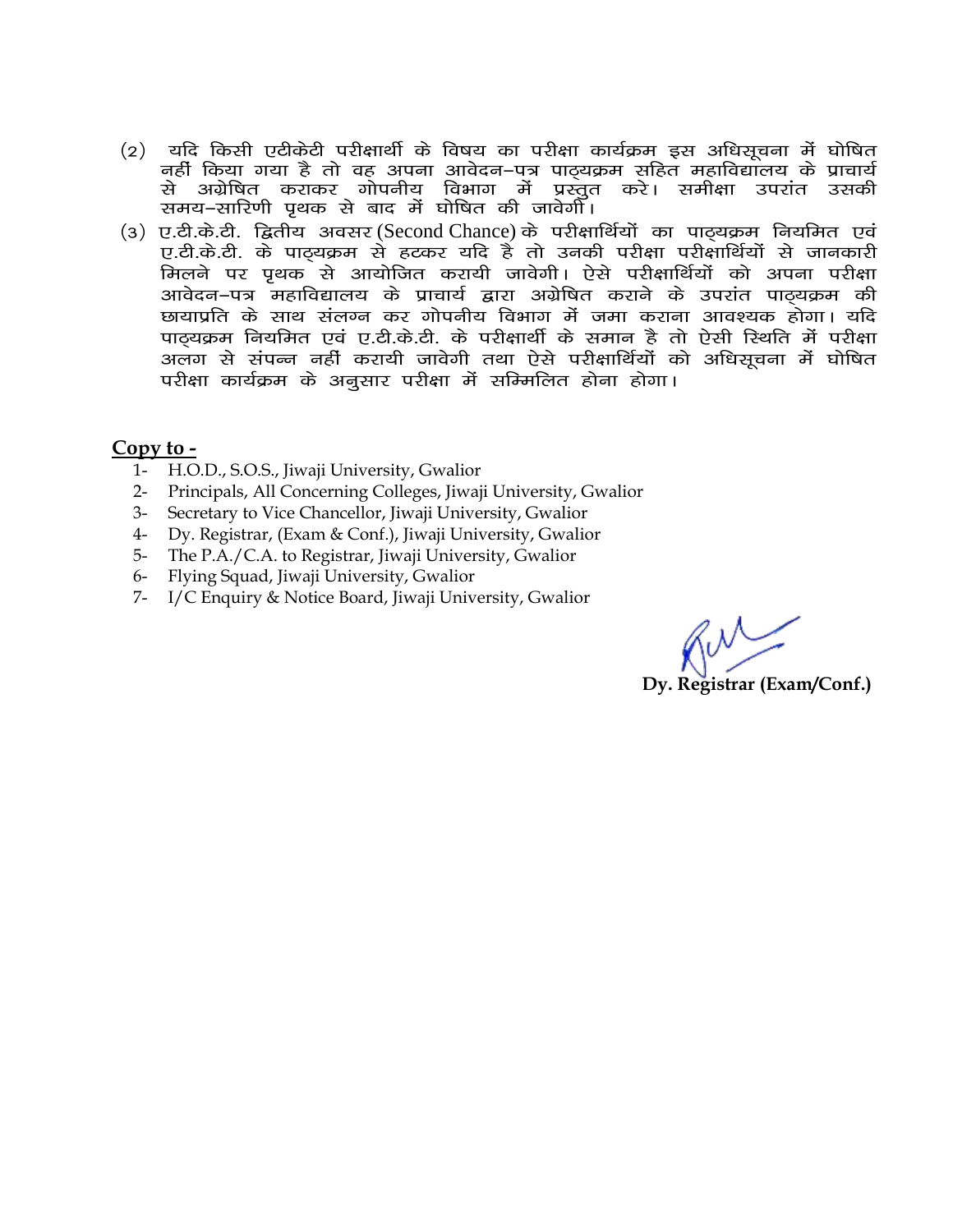(2) यदि किसी एटीकेटी परीक्षार्थी के विषय का परीक्षा कार्यक्रम इस अधिसूचना में घोषित नहीं किया गया है तो वह अपना आवेदन–पत्र पाठ्यक्रम सहित महाविद्यालय के प्राचार्य से अग्रेषित कराकर गोपनीय विभाग में प्रस्तुत करे। समीक्षा उपरांत उसकी समय–सारिणी पृथक से बाद में घोषित की जावेगी।

(3) ए.टी.के.टी. द्वितीय अवसर (Second Chance) के परीक्षार्थियों का पाठ्यक्रम नियमित एवं ए.टी.के.टी. के पाठ्यक्रम से हटकर यदि है तो उनकी परीक्षा परीक्षार्थियों से जानकारी मिलने पर पृथक से आयोजित करायी जावेगी। ऐसे परीक्षार्थियों को अपना परीक्षा आवेदन–पत्र महाविद्यालय के प्राचार्य द्वारा अग्रेषित कराने के उपरांत पाठ्यक्रम की छायाप्रति के साथ संलग्न कर गोपनीय विभाग में जमा कराना आवश्यक होगा। यदि पाठ्यक्रम नियमित एवं ए.टी.के.टी. के परीक्षार्थी के समान है तो ऐसी स्थिति में परीक्षा अलग से संपन्न नहीं करायी जावेगी तथा ऐसे परीक्षार्थियों को अधिसूचना में घोषित परीक्षा कार्यक्रम के अनुसार परीक्षा में सम्मिलित होना होगा।

**Copy to -**

1- H.O.D., S.O.S., Jiwaji University, Gwalior
2- Principals, All Concerning Colleges, Jiwaji University, Gwalior
3- Secretary to Vice Chancellor, Jiwaji University, Gwalior
4- Dy. Registrar, (Exam & Conf.), Jiwaji University, Gwalior
5- The P.A./C.A. to Registrar, Jiwaji University, Gwalior
6- Flying Squad, Jiwaji University, Gwalior
7- I/C Enquiry & Notice Board, Jiwaji University, Gwalior

**Dy. Registrar (Exam/Conf.)**